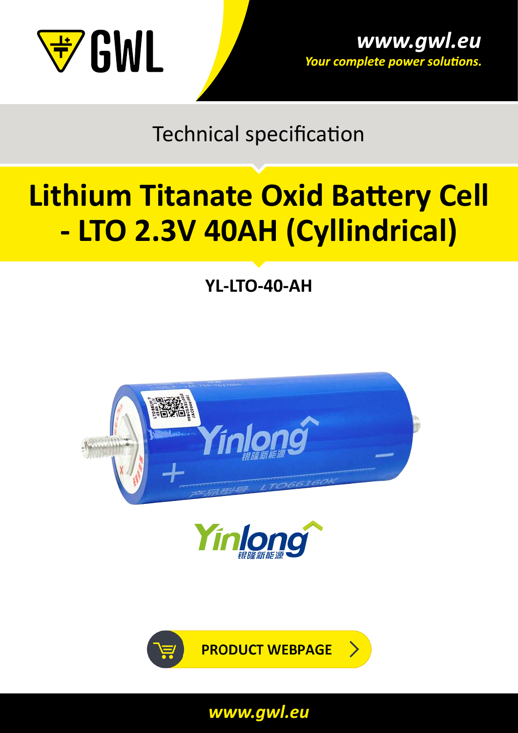GWL

www.gwl.eu

*Your complete power solutions.*

Technical specification

# Lithium Titanate Oxid Battery Cell - LTO 2.3V 40AH (Cyllindrical)

**YL-LTO-40-AH**

**PRODUCT WEBPAGE**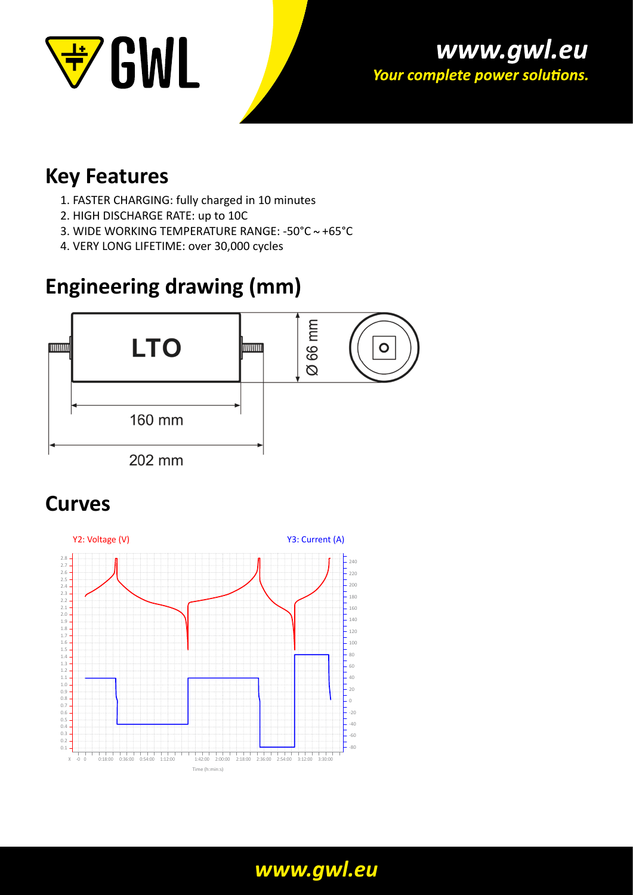## Key Features

1. FASTER CHARGING: fully charged in 10 minutes
2. HIGH DISCHARGE RATE: up to 10C
3. WIDE WORKING TEMPERATURE RANGE: -50°C ~ +65°C
4. VERY LONG LIFETIME: over 30,000 cycles

## Engineering drawing (mm)

LTO

Ø 66 mm

160 mm

202 mm

## Curves

Y2: Voltage (V)

Y3: Current (A)

Time (h:min:s)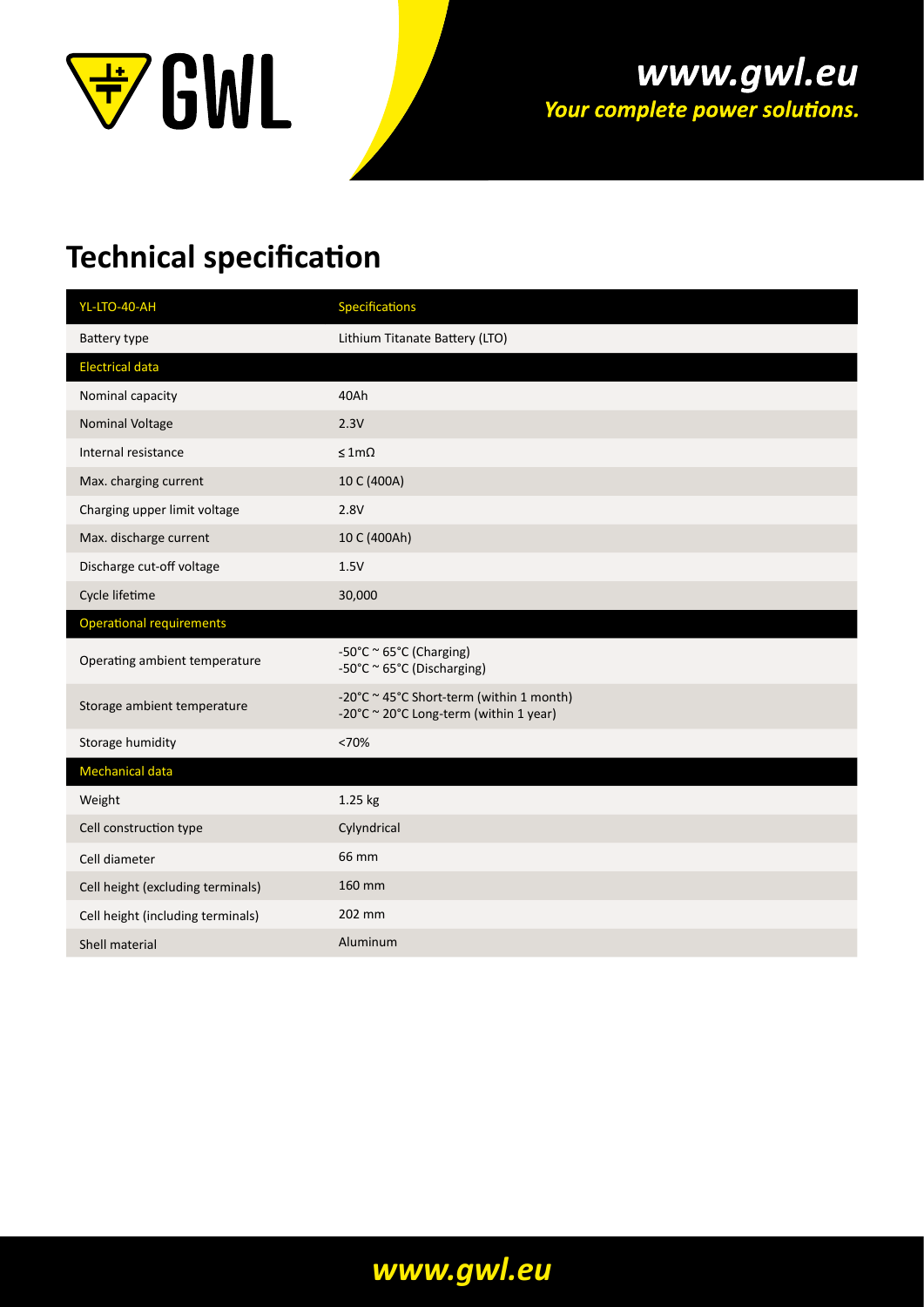# Technical specification

| YL-LTO-40-AH | Specifications |
|---|---|
| Battery type | Lithium Titanate Battery (LTO) |
| **Electrical data** | |
| Nominal capacity | 40Ah |
| Nominal Voltage | 2.3V |
| Internal resistance | ≤ 1mΩ |
| Max. charging current | 10 C (400A) |
| Charging upper limit voltage | 2.8V |
| Max. discharge current | 10 C (400Ah) |
| Discharge cut-off voltage | 1.5V |
| Cycle lifetime | 30,000 |
| **Operational requirements** | |
| Operating ambient temperature | -50°C ~ 65°C (Charging)<br>-50°C ~ 65°C (Discharging) |
| Storage ambient temperature | -20°C ~ 45°C Short-term (within 1 month)<br>-20°C ~ 20°C Long-term (within 1 year) |
| Storage humidity | <70% |
| **Mechanical data** | |
| Weight | 1.25 kg |
| Cell construction type | Cylyndrical |
| Cell diameter | 66 mm |
| Cell height (excluding terminals) | 160 mm |
| Cell height (including terminals) | 202 mm |
| Shell material | Aluminum |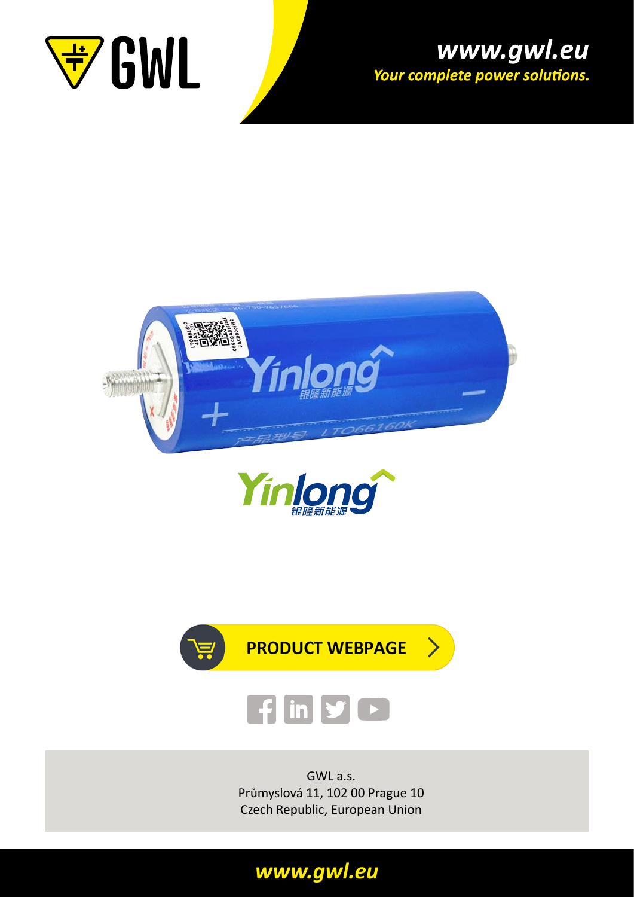GWL

www.gwl.eu

*Your complete power solutions.*

Yinlong 银隆新能源

**PRODUCT WEBPAGE**

GWL a.s.
Průmyslová 11, 102 00 Prague 10
Czech Republic, European Union

www.gwl.eu